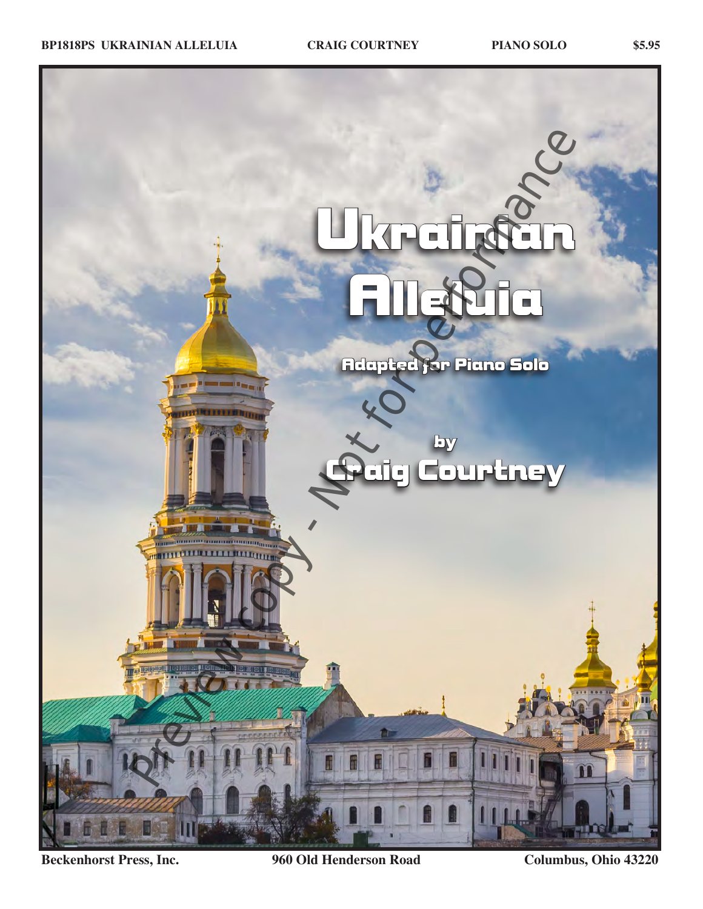BP1818PS UKRAINIAN ALLELUIA CRAIG COURTNEY PIANO SOLO $5.95

# Ukrainian Alleluia

## Adapted for Piano Solo

by

## Craig Courtney

Preview copy - Not for performance

Beckenhorst Press, Inc. 960 Old Henderson Road Columbus, Ohio 43220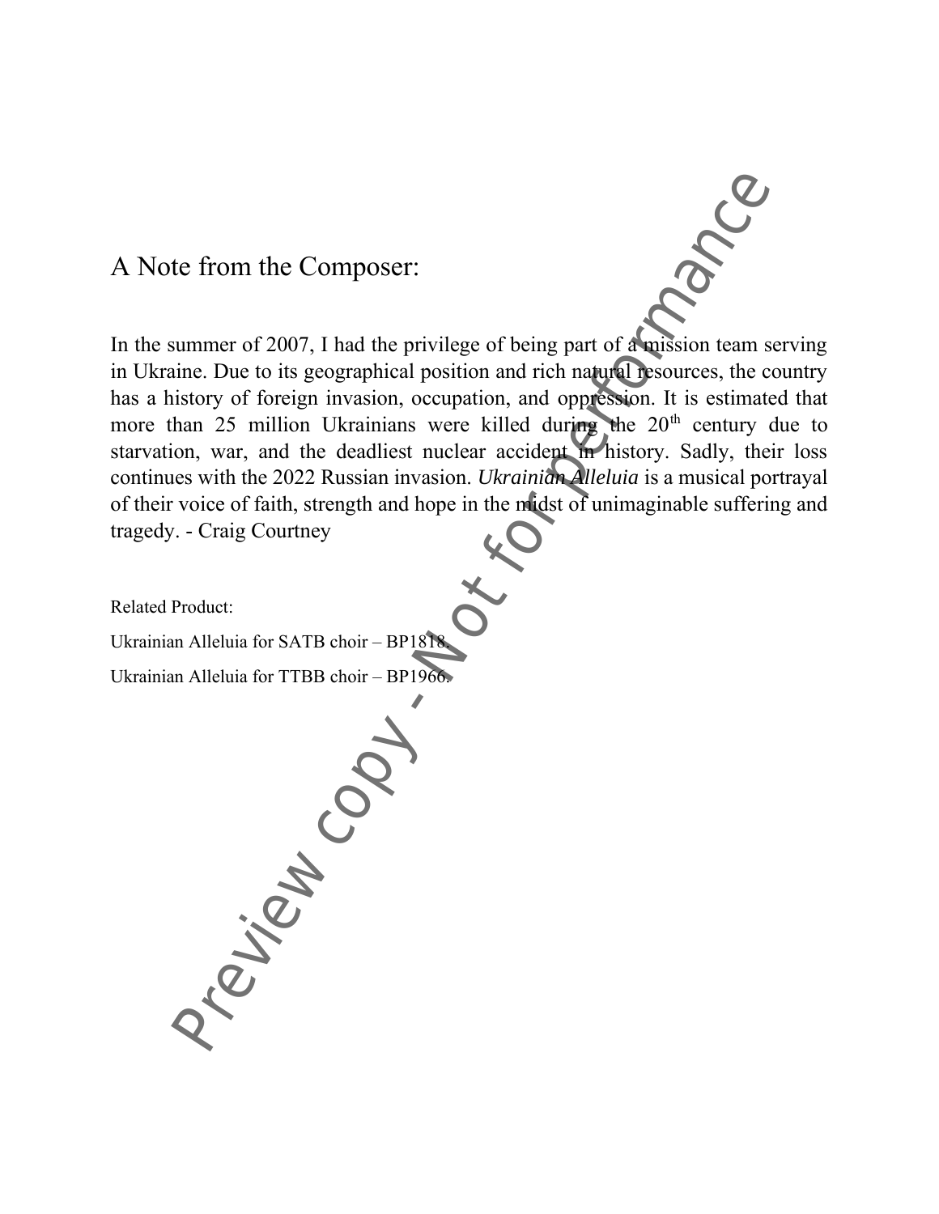## A Note from the Composer:

In the summer of 2007, I had the privilege of being part of a mission team serving in Ukraine. Due to its geographical position and rich natural resources, the country has a history of foreign invasion, occupation, and oppression. It is estimated that more than 25 million Ukrainians were killed during the 20th century due to starvation, war, and the deadliest nuclear accident in history. Sadly, their loss continues with the 2022 Russian invasion. *Ukrainian Alleluia* is a musical portrayal of their voice of faith, strength and hope in the midst of unimaginable suffering and tragedy. - Craig Courtney

Related Product:

Ukrainian Alleluia for SATB choir – BP1818.

Ukrainian Alleluia for TTBB choir – BP1966.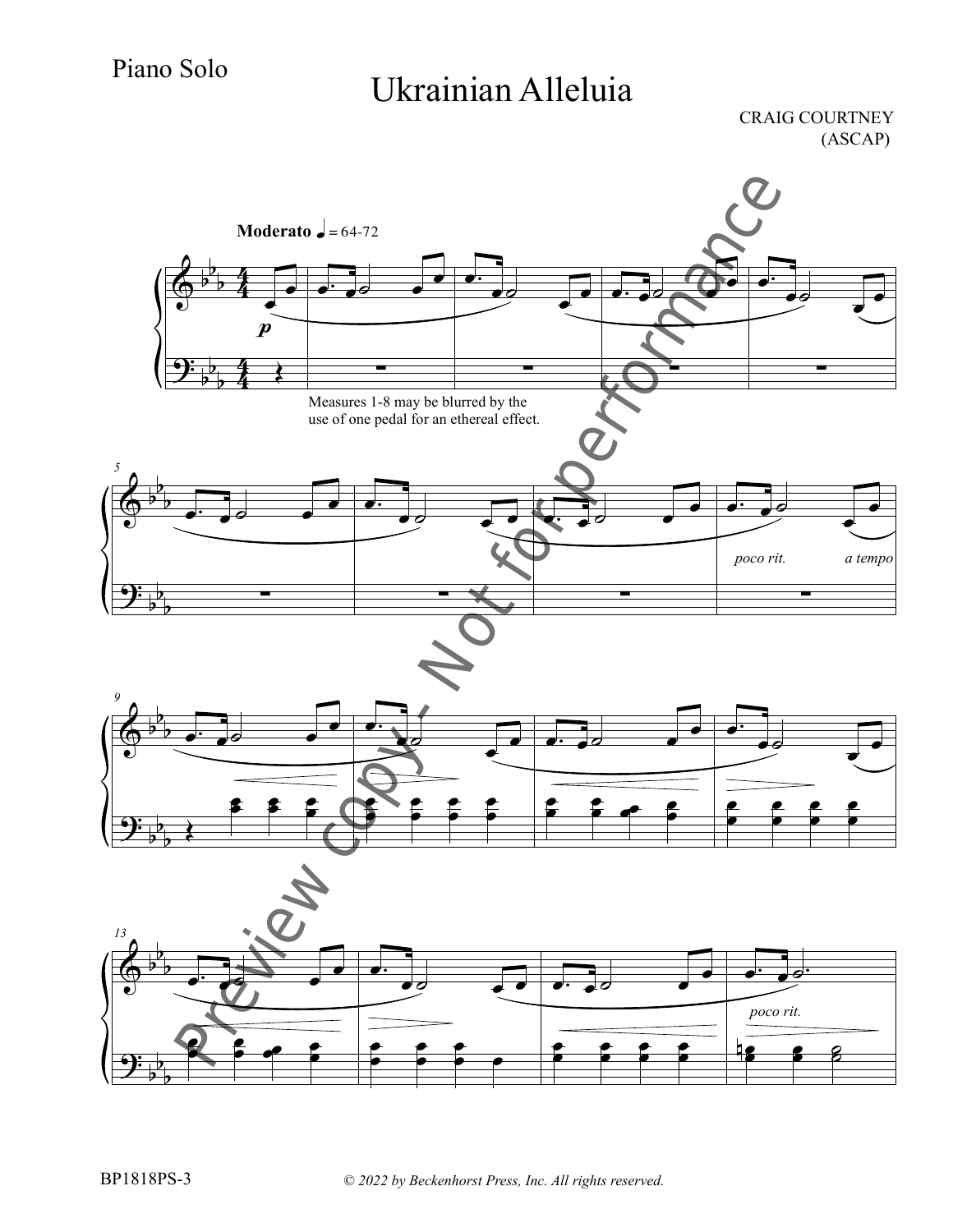Piano Solo

# Ukrainian Alleluia

CRAIG COURTNEY
(ASCAP)

**Moderato** ♩ = 64-72

Measures 1-8 may be blurred by the use of one pedal for an ethereal effect.

*poco rit.* *a tempo*

*poco rit.*

BP1818PS-3

*© 2022 by Beckenhorst Press, Inc. All rights reserved.*